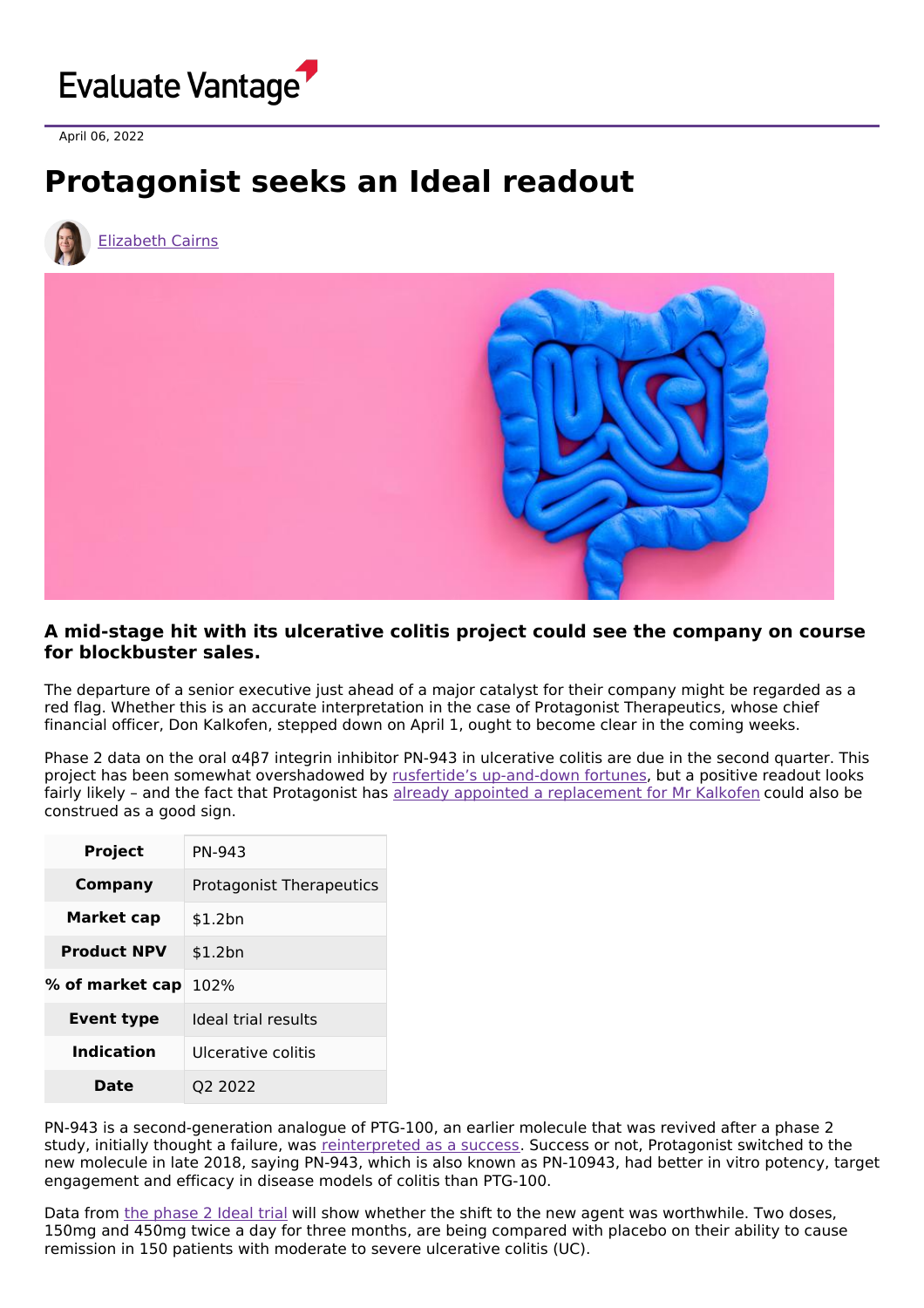Evaluate Vantage

April 06, 2022

# Protagonist seeks an Ideal readout

Elizabeth Cairns

### A mid-stage hit with its ulcerative colitis project could see the company on course for blockbuster sales.

The departure of a senior executive just ahead of a major catalyst for their company might be regarded as a red flag. Whether this is an accurate interpretation in the case of Protagonist Therapeutics, whose chief financial officer, Don Kalkofen, stepped down on April 1, ought to become clear in the coming weeks.

Phase 2 data on the oral α4β7 integrin inhibitor PN-943 in ulcerative colitis are due in the second quarter. This project has been somewhat overshadowed by rusfertide's up-and-down fortunes, but a positive readout looks fairly likely – and the fact that Protagonist has already appointed a replacement for Mr Kalkofen could also be construed as a good sign.

| | |
|---|---|
| **Project** | PN-943 |
| **Company** | Protagonist Therapeutics |
| **Market cap** | $1.2bn |
| **Product NPV** | $1.2bn |
| **% of market cap** | 102% |
| **Event type** | Ideal trial results |
| **Indication** | Ulcerative colitis |
| **Date** | Q2 2022 |

PN-943 is a second-generation analogue of PTG-100, an earlier molecule that was revived after a phase 2 study, initially thought a failure, was reinterpreted as a success. Success or not, Protagonist switched to the new molecule in late 2018, saying PN-943, which is also known as PN-10943, had better in vitro potency, target engagement and efficacy in disease models of colitis than PTG-100.

Data from the phase 2 Ideal trial will show whether the shift to the new agent was worthwhile. Two doses, 150mg and 450mg twice a day for three months, are being compared with placebo on their ability to cause remission in 150 patients with moderate to severe ulcerative colitis (UC).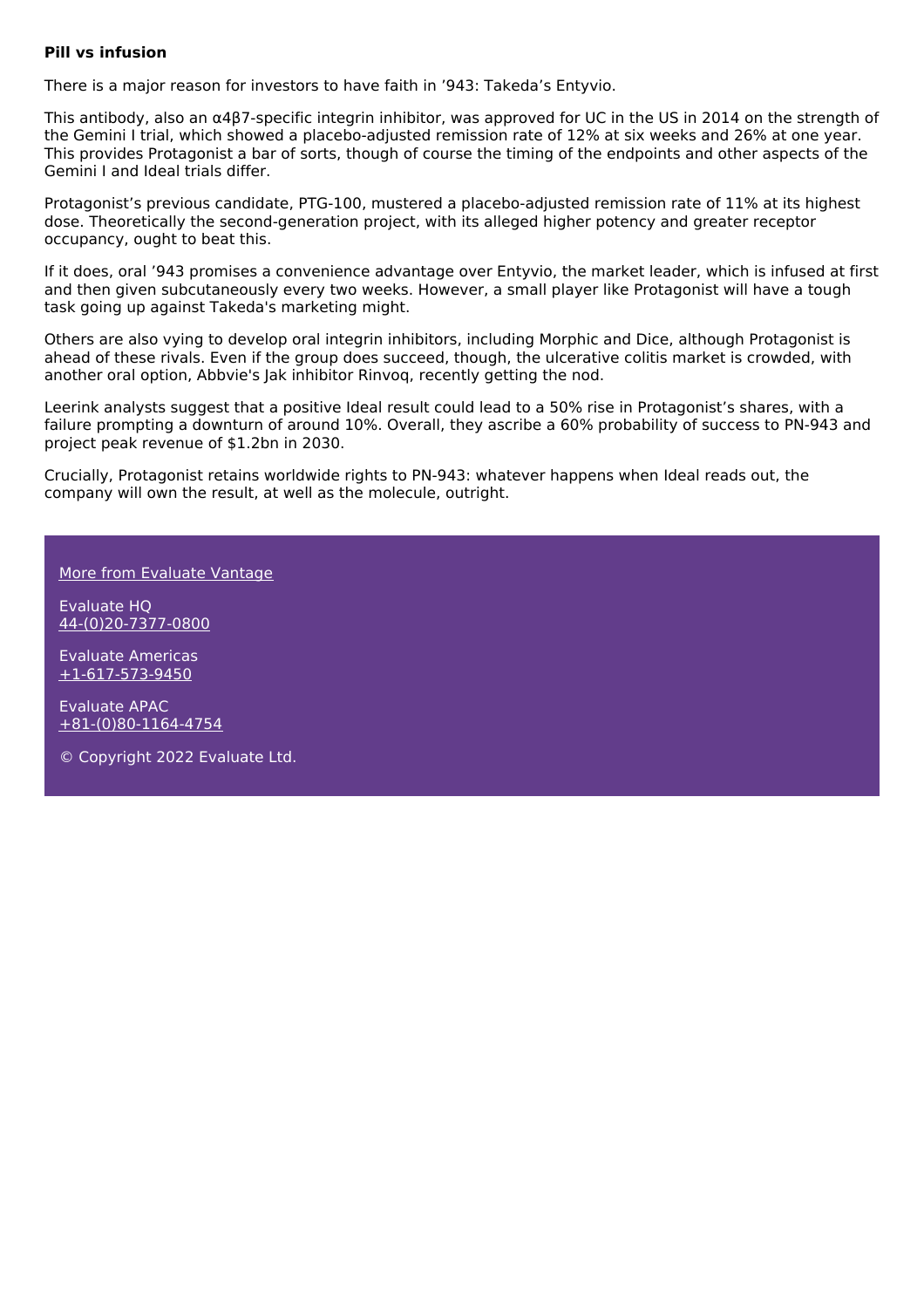**Pill vs infusion**

There is a major reason for investors to have faith in ’943: Takeda’s Entyvio.

This antibody, also an $\alpha 4\beta 7$-specific integrin inhibitor, was approved for UC in the US in 2014 on the strength of the Gemini I trial, which showed a placebo-adjusted remission rate of 12% at six weeks and 26% at one year. This provides Protagonist a bar of sorts, though of course the timing of the endpoints and other aspects of the Gemini I and Ideal trials differ.

Protagonist’s previous candidate, PTG-100, mustered a placebo-adjusted remission rate of 11% at its highest dose. Theoretically the second-generation project, with its alleged higher potency and greater receptor occupancy, ought to beat this.

If it does, oral ’943 promises a convenience advantage over Entyvio, the market leader, which is infused at first and then given subcutaneously every two weeks. However, a small player like Protagonist will have a tough task going up against Takeda's marketing might.

Others are also vying to develop oral integrin inhibitors, including Morphic and Dice, although Protagonist is ahead of these rivals. Even if the group does succeed, though, the ulcerative colitis market is crowded, with another oral option, Abbvie's Jak inhibitor Rinvoq, recently getting the nod.

Leerink analysts suggest that a positive Ideal result could lead to a 50% rise in Protagonist’s shares, with a failure prompting a downturn of around 10%. Overall, they ascribe a 60% probability of success to PN-943 and project peak revenue of $1.2bn in 2030.

Crucially, Protagonist retains worldwide rights to PN-943: whatever happens when Ideal reads out, the company will own the result, at well as the molecule, outright.

More from Evaluate Vantage

Evaluate HQ
44-(0)20-7377-0800

Evaluate Americas
+1-617-573-9450

Evaluate APAC
+81-(0)80-1164-4754

© Copyright 2022 Evaluate Ltd.